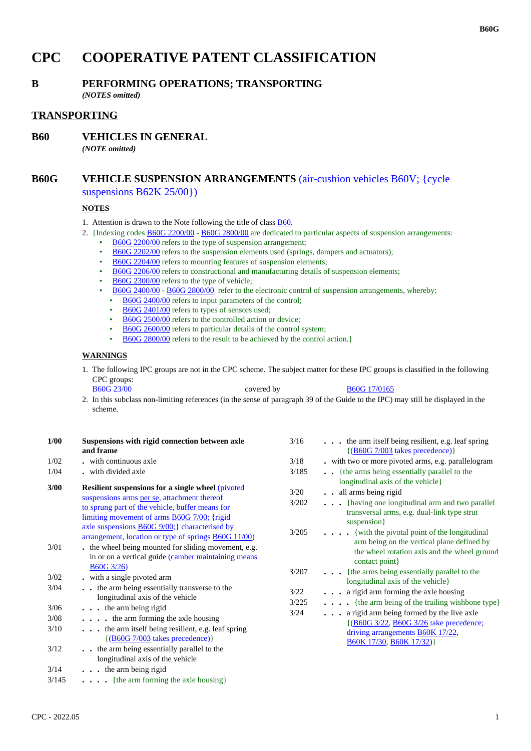# CPC COOPERATIVE PATENT CLASSIFICATION

## B PERFORMING OPERATIONS; TRANSPORTING

*(NOTES omitted)*

## TRANSPORTING

## B60 VEHICLES IN GENERAL

*(NOTE omitted)*

## B60G VEHICLE SUSPENSION ARRANGEMENTS (air-cushion vehicles B60V; {cycle suspensions B62K 25/00})

**NOTES**

1. Attention is drawn to the Note following the title of class B60.
2. {Indexing codes B60G 2200/00 - B60G 2800/00 are dedicated to particular aspects of suspension arrangements:
   - B60G 2200/00 refers to the type of suspension arrangement;
   - B60G 2202/00 refers to the suspension elements used (springs, dampers and actuators);
   - B60G 2204/00 refers to mounting features of suspension elements;
   - B60G 2206/00 refers to constructional and manufacturing details of suspension elements;
   - B60G 2300/00 refers to the type of vehicle;
   - B60G 2400/00 - B60G 2800/00 refer to the electronic control of suspension arrangements, whereby:
     - B60G 2400/00 refers to input parameters of the control;
     - B60G 2401/00 refers to types of sensors used;
     - B60G 2500/00 refers to the controlled action or device;
     - B60G 2600/00 refers to particular details of the control system;
     - B60G 2800/00 refers to the result to be achieved by the control action.}

**WARNINGS**

1. The following IPC groups are not in the CPC scheme. The subject matter for these IPC groups is classified in the following CPC groups:
   B60G 23/00 covered by B60G 17/0165
2. In this subclass non-limiting references (in the sense of paragraph 39 of the Guide to the IPC) may still be displayed in the scheme.

**1/00** **Suspensions with rigid connection between axle and frame**
1/02 . with continuous axle
1/04 . with divided axle

**3/00** **Resilient suspensions for a single wheel** (pivoted suspensions arms per se, attachment thereof to sprung part of the vehicle, buffer means for limiting movement of arms B60G 7/00; {rigid axle suspensions B60G 9/00;} characterised by arrangement, location or type of springs B60G 11/00)
3/01 . the wheel being mounted for sliding movement, e.g. in or on a vertical guide (camber maintaining means B60G 3/26)
3/02 . with a single pivoted arm
3/04 . . the arm being essentially transverse to the longitudinal axis of the vehicle
3/06 . . . the arm being rigid
3/08 . . . . the arm forming the axle housing
3/10 . . . the arm itself being resilient, e.g. leaf spring {(B60G 7/003 takes precedence)}
3/12 . . the arm being essentially parallel to the longitudinal axis of the vehicle
3/14 . . . the arm being rigid
3/145 . . . . {the arm forming the axle housing}
3/16 . . . the arm itself being resilient, e.g. leaf spring {(B60G 7/003 takes precedence)}
3/18 . with two or more pivoted arms, e.g. parallelogram
3/185 . . {the arms being essentially parallel to the longitudinal axis of the vehicle}
3/20 . . all arms being rigid
3/202 . . . {having one longitudinal arm and two parallel transversal arms, e.g. dual-link type strut suspension}
3/205 . . . . {with the pivotal point of the longitudinal arm being on the vertical plane defined by the wheel rotation axis and the wheel ground contact point}
3/207 . . . {the arms being essentially parallel to the longitudinal axis of the vehicle}
3/22 . . . a rigid arm forming the axle housing
3/225 . . . . {the arm being of the trailing wishbone type}
3/24 . . . a rigid arm being formed by the live axle {(B60G 3/22, B60G 3/26 take precedence; driving arrangements B60K 17/22, B60K 17/30, B60K 17/32)}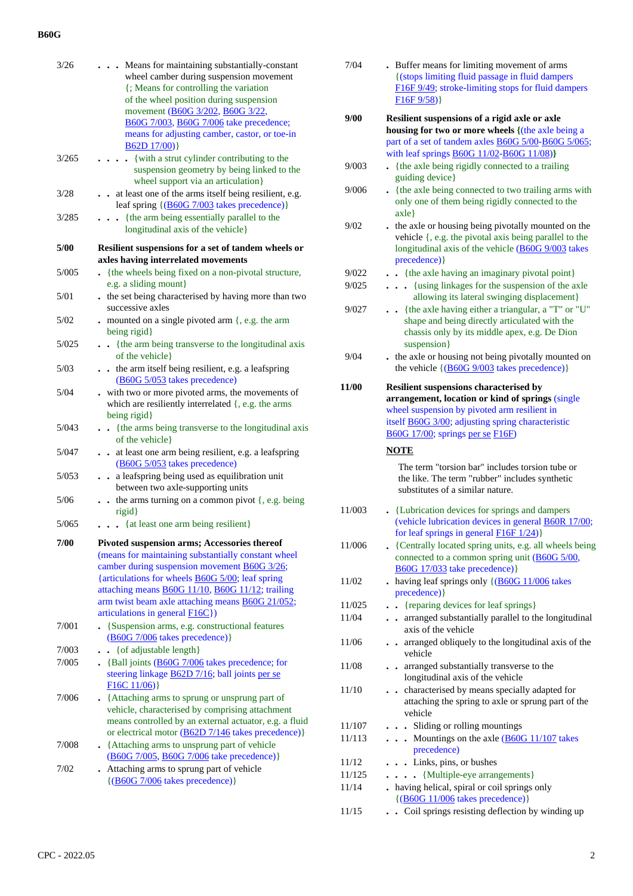| | |
|---|---|
| 3/26 | . . . Means for maintaining substantially-constant wheel camber during suspension movement {; Means for controlling the variation of the wheel position during suspension movement (B60G 3/202, B60G 3/22, B60G 7/003, B60G 7/006 take precedence; means for adjusting camber, castor, or toe-in B62D 17/00)} |
| 3/265 | . . . . {with a strut cylinder contributing to the suspension geometry by being linked to the wheel support via an articulation} |
| 3/28 | . . at least one of the arms itself being resilient, e.g. leaf spring {(B60G 7/003 takes precedence)} |
| 3/285 | . . . {the arm being essentially parallel to the longitudinal axis of the vehicle} |
| **5/00** | **Resilient suspensions for a set of tandem wheels or axles having interrelated movements** |
| 5/005 | . {the wheels being fixed on a non-pivotal structure, e.g. a sliding mount} |
| 5/01 | . the set being characterised by having more than two successive axles |
| 5/02 | . mounted on a single pivoted arm {, e.g. the arm being rigid} |
| 5/025 | . . {the arm being transverse to the longitudinal axis of the vehicle} |
| 5/03 | . . the arm itself being resilient, e.g. a leafspring (B60G 5/053 takes precedence) |
| 5/04 | . with two or more pivoted arms, the movements of which are resiliently interrelated {, e.g. the arms being rigid} |
| 5/043 | . . {the arms being transverse to the longitudinal axis of the vehicle} |
| 5/047 | . . at least one arm being resilient, e.g. a leafspring (B60G 5/053 takes precedence) |
| 5/053 | . . a leafspring being used as equilibration unit between two axle-supporting units |
| 5/06 | . . the arms turning on a common pivot {, e.g. being rigid} |
| 5/065 | . . . {at least one arm being resilient} |
| **7/00** | **Pivoted suspension arms; Accessories thereof** (means for maintaining substantially constant wheel camber during suspension movement B60G 3/26; {articulations for wheels B60G 5/00; leaf spring attaching means B60G 11/10, B60G 11/12; trailing arm twist beam axle attaching means B60G 21/052; articulations in general F16C}) |
| 7/001 | . {Suspension arms, e.g. constructional features (B60G 7/006 takes precedence)} |
| 7/003 | . . {of adjustable length} |
| 7/005 | . {Ball joints (B60G 7/006 takes precedence; for steering linkage B62D 7/16; ball joints per se F16C 11/06)} |
| 7/006 | . {Attaching arms to sprung or unsprung part of vehicle, characterised by comprising attachment means controlled by an external actuator, e.g. a fluid or electrical motor (B62D 7/146 takes precedence)} |
| 7/008 | . {Attaching arms to unsprung part of vehicle (B60G 7/005, B60G 7/006 take precedence)} |
| 7/02 | . Attaching arms to sprung part of vehicle {(B60G 7/006 takes precedence)} |
| 7/04 | . Buffer means for limiting movement of arms {(stops limiting fluid passage in fluid dampers F16F 9/49; stroke-limiting stops for fluid dampers F16F 9/58)} |
| **9/00** | **Resilient suspensions of a rigid axle or axle housing for two or more wheels {(the axle being a part of a set of tandem axles B60G 5/00-B60G 5/065; with leaf springs B60G 11/02-B60G 11/08)}** |
| 9/003 | . {the axle being rigidly connected to a trailing guiding device} |
| 9/006 | . {the axle being connected to two trailing arms with only one of them being rigidly connected to the axle} |
| 9/02 | . the axle or housing being pivotally mounted on the vehicle {, e.g. the pivotal axis being parallel to the longitudinal axis of the vehicle (B60G 9/003 takes precedence)} |
| 9/022 | . . {the axle having an imaginary pivotal point} |
| 9/025 | . . . {using linkages for the suspension of the axle allowing its lateral swinging displacement} |
| 9/027 | . . {the axle having either a triangular, a "T" or "U" shape and being directly articulated with the chassis only by its middle apex, e.g. De Dion suspension} |
| 9/04 | . the axle or housing not being pivotally mounted on the vehicle {(B60G 9/003 takes precedence)} |
| **11/00** | **Resilient suspensions characterised by arrangement, location or kind of springs** (single wheel suspension by pivoted arm resilient in itself B60G 3/00; adjusting spring characteristic B60G 17/00; springs per se F16F) |

**NOTE**

The term "torsion bar" includes torsion tube or the like. The term "rubber" includes synthetic substitutes of a similar nature.

| | |
|---|---|
| 11/003 | . {Lubrication devices for springs and dampers (vehicle lubrication devices in general B60R 17/00; for leaf springs in general F16F 1/24)} |
| 11/006 | . {Centrally located spring units, e.g. all wheels being connected to a common spring unit (B60G 5/00, B60G 17/033 take precedence)} |
| 11/02 | . having leaf springs only {(B60G 11/006 takes precedence)} |
| 11/025 | . . {reparing devices for leaf springs} |
| 11/04 | . . arranged substantially parallel to the longitudinal axis of the vehicle |
| 11/06 | . . arranged obliquely to the longitudinal axis of the vehicle |
| 11/08 | . . arranged substantially transverse to the longitudinal axis of the vehicle |
| 11/10 | . . characterised by means specially adapted for attaching the spring to axle or sprung part of the vehicle |
| 11/107 | . . . Sliding or rolling mountings |
| 11/113 | . . . Mountings on the axle (B60G 11/107 takes precedence) |
| 11/12 | . . . Links, pins, or bushes |
| 11/125 | . . . . {Multiple-eye arrangements} |
| 11/14 | . having helical, spiral or coil springs only {(B60G 11/006 takes precedence)} |
| 11/15 | . . Coil springs resisting deflection by winding up |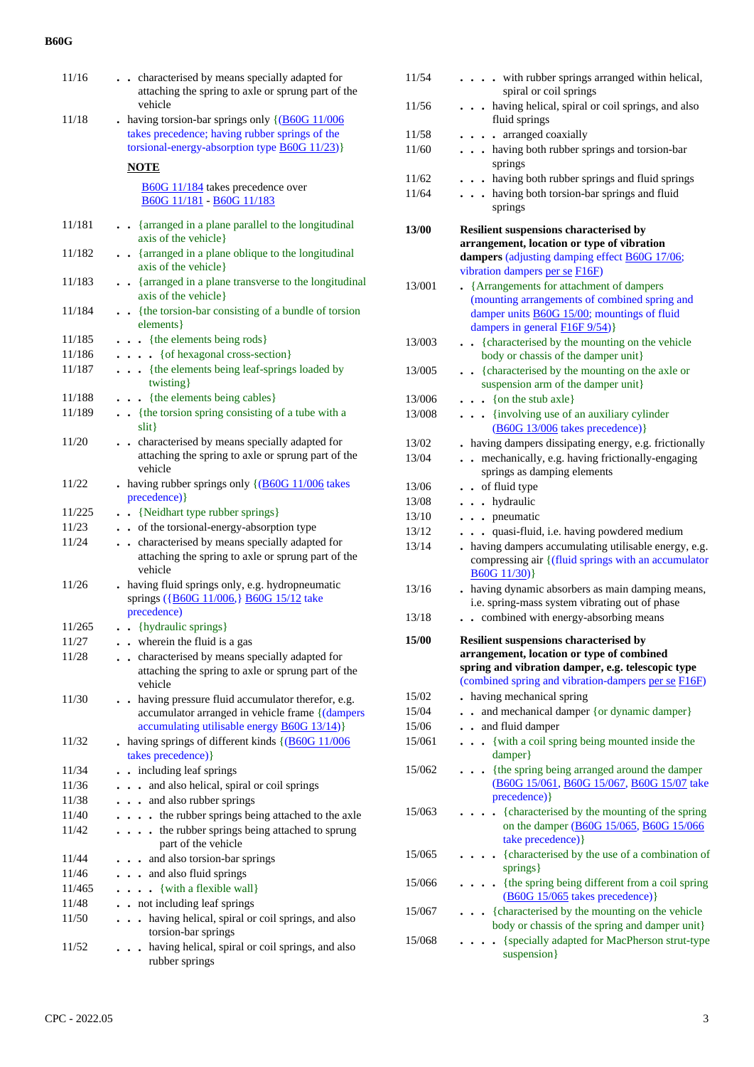| | |
|---|---|
| 11/16 | . . characterised by means specially adapted for attaching the spring to axle or sprung part of the vehicle |
| 11/18 | . having torsion-bar springs only {(B60G 11/006 takes precedence; having rubber springs of the torsional-energy-absorption type B60G 11/23)} |

**NOTE**

B60G 11/184 takes precedence over B60G 11/181 - B60G 11/183

| | |
|---|---|
| 11/181 | . . {arranged in a plane parallel to the longitudinal axis of the vehicle} |
| 11/182 | . . {arranged in a plane oblique to the longitudinal axis of the vehicle} |
| 11/183 | . . {arranged in a plane transverse to the longitudinal axis of the vehicle} |
| 11/184 | . . {the torsion-bar consisting of a bundle of torsion elements} |
| 11/185 | . . . {the elements being rods} |
| 11/186 | . . . . {of hexagonal cross-section} |
| 11/187 | . . . {the elements being leaf-springs loaded by twisting} |
| 11/188 | . . . {the elements being cables} |
| 11/189 | . . {the torsion spring consisting of a tube with a slit} |
| 11/20 | . . characterised by means specially adapted for attaching the spring to axle or sprung part of the vehicle |
| 11/22 | . having rubber springs only {(B60G 11/006 takes precedence)} |
| 11/225 | . . {Neidhart type rubber springs} |
| 11/23 | . . of the torsional-energy-absorption type |
| 11/24 | . . characterised by means specially adapted for attaching the spring to axle or sprung part of the vehicle |
| 11/26 | . having fluid springs only, e.g. hydropneumatic springs ({B60G 11/006,} B60G 15/12 take precedence) |
| 11/265 | . . {hydraulic springs} |
| 11/27 | . . wherein the fluid is a gas |
| 11/28 | . . characterised by means specially adapted for attaching the spring to axle or sprung part of the vehicle |
| 11/30 | . . having pressure fluid accumulator therefor, e.g. accumulator arranged in vehicle frame {(dampers accumulating utilisable energy B60G 13/14)} |
| 11/32 | . having springs of different kinds {(B60G 11/006 takes precedence)} |
| 11/34 | . . including leaf springs |
| 11/36 | . . . and also helical, spiral or coil springs |
| 11/38 | . . . and also rubber springs |
| 11/40 | . . . . the rubber springs being attached to the axle |
| 11/42 | . . . . the rubber springs being attached to sprung part of the vehicle |
| 11/44 | . . . and also torsion-bar springs |
| 11/46 | . . . and also fluid springs |
| 11/465 | . . . . {with a flexible wall} |
| 11/48 | . . not including leaf springs |
| 11/50 | . . . having helical, spiral or coil springs, and also torsion-bar springs |
| 11/52 | . . . having helical, spiral or coil springs, and also rubber springs |
| 11/54 | . . . . with rubber springs arranged within helical, spiral or coil springs |
| 11/56 | . . . having helical, spiral or coil springs, and also fluid springs |
| 11/58 | . . . . arranged coaxially |
| 11/60 | . . . having both rubber springs and torsion-bar springs |
| 11/62 | . . . having both rubber springs and fluid springs |
| 11/64 | . . . having both torsion-bar springs and fluid springs |
| **13/00** | **Resilient suspensions characterised by arrangement, location or type of vibration dampers** (adjusting damping effect B60G 17/06; vibration dampers per se F16F) |
| 13/001 | . {Arrangements for attachment of dampers (mounting arrangements of combined spring and damper units B60G 15/00; mountings of fluid dampers in general F16F 9/54)} |
| 13/003 | . . {characterised by the mounting on the vehicle body or chassis of the damper unit} |
| 13/005 | . . {characterised by the mounting on the axle or suspension arm of the damper unit} |
| 13/006 | . . . {on the stub axle} |
| 13/008 | . . . {involving use of an auxiliary cylinder (B60G 13/006 takes precedence)} |
| 13/02 | . having dampers dissipating energy, e.g. frictionally |
| 13/04 | . . mechanically, e.g. having frictionally-engaging springs as damping elements |
| 13/06 | . . of fluid type |
| 13/08 | . . . hydraulic |
| 13/10 | . . . pneumatic |
| 13/12 | . . . quasi-fluid, i.e. having powdered medium |
| 13/14 | . having dampers accumulating utilisable energy, e.g. compressing air {(fluid springs with an accumulator B60G 11/30)} |
| 13/16 | . having dynamic absorbers as main damping means, i.e. spring-mass system vibrating out of phase |
| 13/18 | . . combined with energy-absorbing means |
| **15/00** | **Resilient suspensions characterised by arrangement, location or type of combined spring and vibration damper, e.g. telescopic type** (combined spring and vibration-dampers per se F16F) |
| 15/02 | . having mechanical spring |
| 15/04 | . . and mechanical damper {or dynamic damper} |
| 15/06 | . . and fluid damper |
| 15/061 | . . . {with a coil spring being mounted inside the damper} |
| 15/062 | . . . {the spring being arranged around the damper (B60G 15/061, B60G 15/067, B60G 15/07 take precedence)} |
| 15/063 | . . . . {characterised by the mounting of the spring on the damper (B60G 15/065, B60G 15/066 take precedence)} |
| 15/065 | . . . . {characterised by the use of a combination of springs} |
| 15/066 | . . . . {the spring being different from a coil spring (B60G 15/065 takes precedence)} |
| 15/067 | . . . {characterised by the mounting on the vehicle body or chassis of the spring and damper unit} |
| 15/068 | . . . . {specially adapted for MacPherson strut-type suspension} |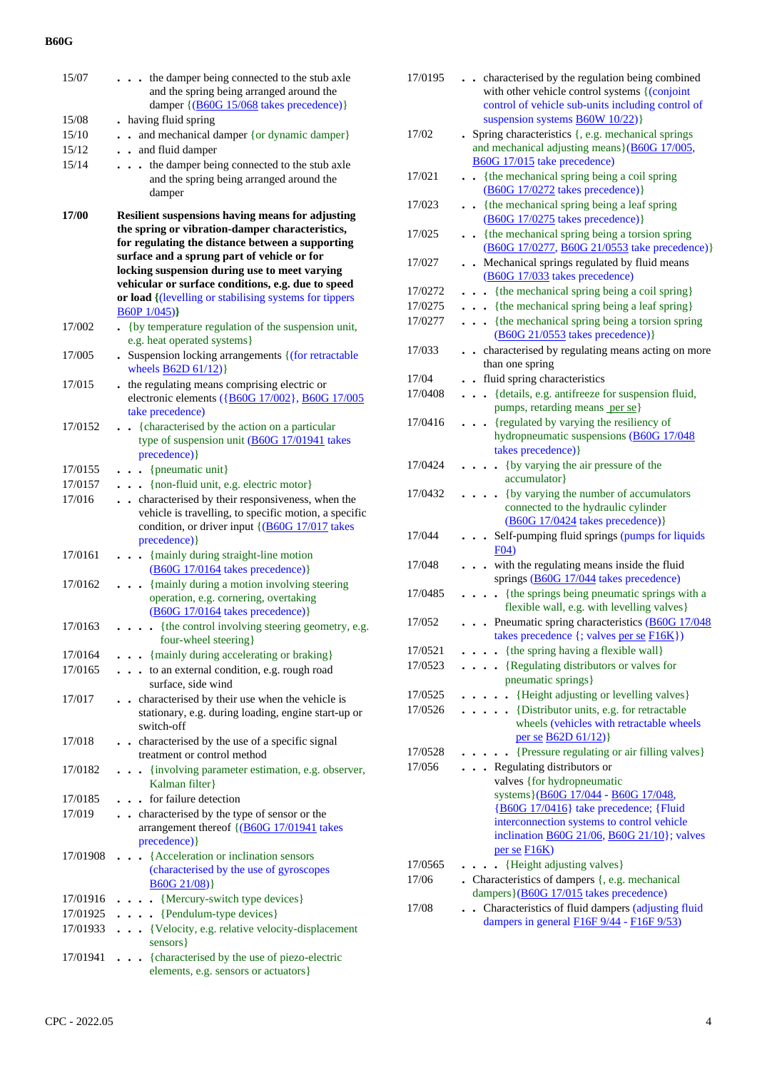| | |
|---|---|
| 15/07 | . . . the damper being connected to the stub axle and the spring being arranged around the damper {(B60G 15/068 takes precedence)} |
| 15/08 | . having fluid spring |
| 15/10 | . . and mechanical damper {or dynamic damper} |
| 15/12 | . . and fluid damper |
| 15/14 | . . . the damper being connected to the stub axle and the spring being arranged around the damper |
| **17/00** | **Resilient suspensions having means for adjusting the spring or vibration-damper characteristics, for regulating the distance between a supporting surface and a sprung part of vehicle or for locking suspension during use to meet varying vehicular or surface conditions, e.g. due to speed or load {**(levelling or stabilising systems for tippers B60P 1/045)**}** |
| 17/002 | . {by temperature regulation of the suspension unit, e.g. heat operated systems} |
| 17/005 | . Suspension locking arrangements {(for retractable wheels B62D 61/12)} |
| 17/015 | . the regulating means comprising electric or electronic elements ({B60G 17/002}, B60G 17/005 take precedence) |
| 17/0152 | . . {characterised by the action on a particular type of suspension unit (B60G 17/01941 takes precedence)} |
| 17/0155 | . . . {pneumatic unit} |
| 17/0157 | . . . {non-fluid unit, e.g. electric motor} |
| 17/016 | . . characterised by their responsiveness, when the vehicle is travelling, to specific motion, a specific condition, or driver input {(B60G 17/017 takes precedence)} |
| 17/0161 | . . . {mainly during straight-line motion (B60G 17/0164 takes precedence)} |
| 17/0162 | . . . {mainly during a motion involving steering operation, e.g. cornering, overtaking (B60G 17/0164 takes precedence)} |
| 17/0163 | . . . . {the control involving steering geometry, e.g. four-wheel steering} |
| 17/0164 | . . . {mainly during accelerating or braking} |
| 17/0165 | . . . to an external condition, e.g. rough road surface, side wind |
| 17/017 | . . characterised by their use when the vehicle is stationary, e.g. during loading, engine start-up or switch-off |
| 17/018 | . . characterised by the use of a specific signal treatment or control method |
| 17/0182 | . . . {involving parameter estimation, e.g. observer, Kalman filter} |
| 17/0185 | . . . for failure detection |
| 17/019 | . . characterised by the type of sensor or the arrangement thereof {(B60G 17/01941 takes precedence)} |
| 17/01908 | . . . {Acceleration or inclination sensors (characterised by the use of gyroscopes B60G 21/08)} |
| 17/01916 | . . . . {Mercury-switch type devices} |
| 17/01925 | . . . . {Pendulum-type devices} |
| 17/01933 | . . . {Velocity, e.g. relative velocity-displacement sensors} |
| 17/01941 | . . . {characterised by the use of piezo-electric elements, e.g. sensors or actuators} |
| 17/0195 | . . characterised by the regulation being combined with other vehicle control systems {(conjoint control of vehicle sub-units including control of suspension systems B60W 10/22)} |
| 17/02 | . Spring characteristics {, e.g. mechanical springs and mechanical adjusting means}(B60G 17/005, B60G 17/015 take precedence) |
| 17/021 | . . {the mechanical spring being a coil spring (B60G 17/0272 takes precedence)} |
| 17/023 | . . {the mechanical spring being a leaf spring (B60G 17/0275 takes precedence)} |
| 17/025 | . . {the mechanical spring being a torsion spring (B60G 17/0277, B60G 21/0553 take precedence)} |
| 17/027 | . . Mechanical springs regulated by fluid means (B60G 17/033 takes precedence) |
| 17/0272 | . . . {the mechanical spring being a coil spring} |
| 17/0275 | . . . {the mechanical spring being a leaf spring} |
| 17/0277 | . . . {the mechanical spring being a torsion spring (B60G 21/0553 takes precedence)} |
| 17/033 | . . characterised by regulating means acting on more than one spring |
| 17/04 | . . fluid spring characteristics |
| 17/0408 | . . . {details, e.g. antifreeze for suspension fluid, pumps, retarding means per se} |
| 17/0416 | . . . {regulated by varying the resiliency of hydropneumatic suspensions (B60G 17/048 takes precedence)} |
| 17/0424 | . . . . {by varying the air pressure of the accumulator} |
| 17/0432 | . . . . {by varying the number of accumulators connected to the hydraulic cylinder (B60G 17/0424 takes precedence)} |
| 17/044 | . . . Self-pumping fluid springs (pumps for liquids F04) |
| 17/048 | . . . with the regulating means inside the fluid springs (B60G 17/044 takes precedence) |
| 17/0485 | . . . . {the springs being pneumatic springs with a flexible wall, e.g. with levelling valves} |
| 17/052 | . . . Pneumatic spring characteristics (B60G 17/048 takes precedence {; valves per se F16K}) |
| 17/0521 | . . . . {the spring having a flexible wall} |
| 17/0523 | . . . . {Regulating distributors or valves for pneumatic springs} |
| 17/0525 | . . . . . {Height adjusting or levelling valves} |
| 17/0526 | . . . . . {Distributor units, e.g. for retractable wheels (vehicles with retractable wheels per se B62D 61/12)} |
| 17/0528 | . . . . . {Pressure regulating or air filling valves} |
| 17/056 | . . . Regulating distributors or valves {for hydropneumatic systems}(B60G 17/044 - B60G 17/048, {B60G 17/0416} take precedence; {Fluid interconnection systems to control vehicle inclination B60G 21/06, B60G 21/10}; valves per se F16K) |
| 17/0565 | . . . . {Height adjusting valves} |
| 17/06 | . Characteristics of dampers {, e.g. mechanical dampers}(B60G 17/015 takes precedence) |
| 17/08 | . . Characteristics of fluid dampers (adjusting fluid dampers in general F16F 9/44 - F16F 9/53) |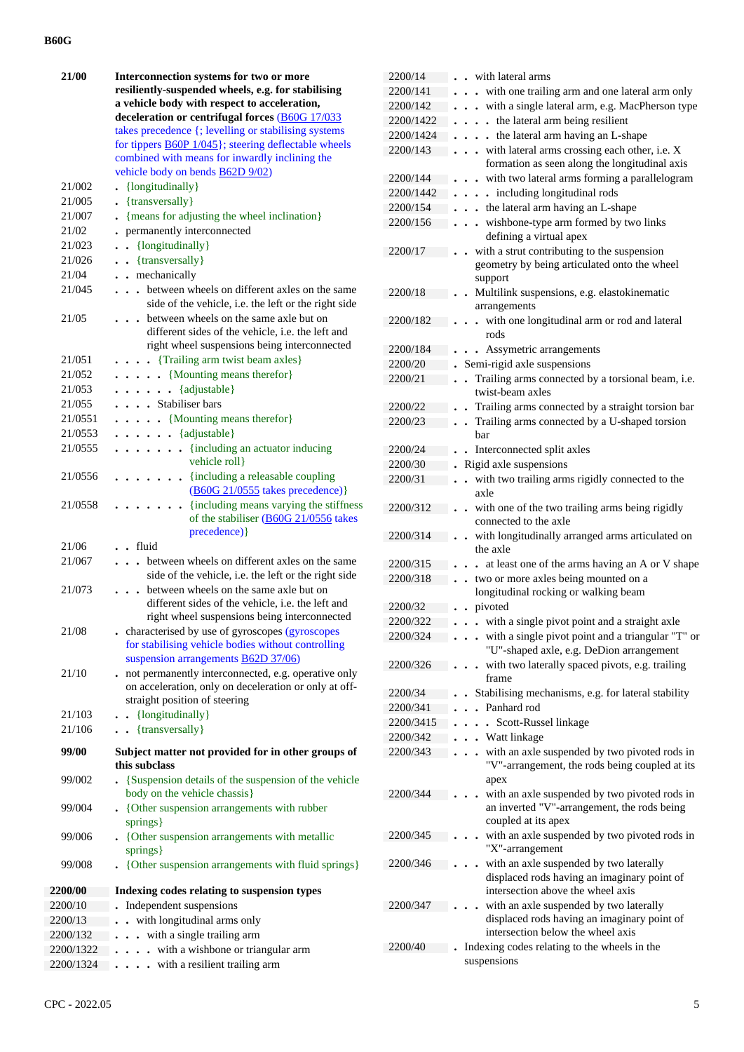| | |
|---|---|
| **21/00** | **Interconnection systems for two or more resiliently-suspended wheels, e.g. for stabilising a vehicle body with respect to acceleration, deceleration or centrifugal forces** (B60G 17/033 takes precedence {; levelling or stabilising systems for tippers B60P 1/045}; steering deflectable wheels combined with means for inwardly inclining the vehicle body on bends B62D 9/02) |
| 21/002 | . {longitudinally} |
| 21/005 | . {transversally} |
| 21/007 | . {means for adjusting the wheel inclination} |
| 21/02 | . permanently interconnected |
| 21/023 | . . {longitudinally} |
| 21/026 | . . {transversally} |
| 21/04 | . . mechanically |
| 21/045 | . . . between wheels on different axles on the same side of the vehicle, i.e. the left or the right side |
| 21/05 | . . . between wheels on the same axle but on different sides of the vehicle, i.e. the left and right wheel suspensions being interconnected |
| 21/051 | . . . . {Trailing arm twist beam axles} |
| 21/052 | . . . . . {Mounting means therefor} |
| 21/053 | . . . . . . {adjustable} |
| 21/055 | . . . . Stabiliser bars |
| 21/0551 | . . . . . {Mounting means therefor} |
| 21/0553 | . . . . . . {adjustable} |
| 21/0555 | . . . . . . . {including an actuator inducing vehicle roll} |
| 21/0556 | . . . . . . . {including a releasable coupling (B60G 21/0555 takes precedence)} |
| 21/0558 | . . . . . . . {including means varying the stiffness of the stabiliser (B60G 21/0556 takes precedence)} |
| 21/06 | . . fluid |
| 21/067 | . . . between wheels on different axles on the same side of the vehicle, i.e. the left or the right side |
| 21/073 | . . . between wheels on the same axle but on different sides of the vehicle, i.e. the left and right wheel suspensions being interconnected |
| 21/08 | . characterised by use of gyroscopes (gyroscopes for stabilising vehicle bodies without controlling suspension arrangements B62D 37/06) |
| 21/10 | . not permanently interconnected, e.g. operative only on acceleration, only on deceleration or only at off-straight position of steering |
| 21/103 | . . {longitudinally} |
| 21/106 | . . {transversally} |
| **99/00** | **Subject matter not provided for in other groups of this subclass** |
| 99/002 | . {Suspension details of the suspension of the vehicle body on the vehicle chassis} |
| 99/004 | . {Other suspension arrangements with rubber springs} |
| 99/006 | . {Other suspension arrangements with metallic springs} |
| 99/008 | . {Other suspension arrangements with fluid springs} |
| **2200/00** | **Indexing codes relating to suspension types** |
| 2200/10 | . Independent suspensions |
| 2200/13 | . . with longitudinal arms only |
| 2200/132 | . . . with a single trailing arm |
| 2200/1322 | . . . . with a wishbone or triangular arm |
| 2200/1324 | . . . . with a resilient trailing arm |
| 2200/14 | . . with lateral arms |
| 2200/141 | . . . with one trailing arm and one lateral arm only |
| 2200/142 | . . . with a single lateral arm, e.g. MacPherson type |
| 2200/1422 | . . . . the lateral arm being resilient |
| 2200/1424 | . . . . the lateral arm having an L-shape |
| 2200/143 | . . . with lateral arms crossing each other, i.e. X formation as seen along the longitudinal axis |
| 2200/144 | . . . with two lateral arms forming a parallelogram |
| 2200/1442 | . . . . including longitudinal rods |
| 2200/154 | . . . the lateral arm having an L-shape |
| 2200/156 | . . . wishbone-type arm formed by two links defining a virtual apex |
| 2200/17 | . . with a strut contributing to the suspension geometry by being articulated onto the wheel support |
| 2200/18 | . . Multilink suspensions, e.g. elastokinematic arrangements |
| 2200/182 | . . . with one longitudinal arm or rod and lateral rods |
| 2200/184 | . . . Assymetric arrangements |
| 2200/20 | . Semi-rigid axle suspensions |
| 2200/21 | . . Trailing arms connected by a torsional beam, i.e. twist-beam axles |
| 2200/22 | . . Trailing arms connected by a straight torsion bar |
| 2200/23 | . . Trailing arms connected by a U-shaped torsion bar |
| 2200/24 | . . Interconnected split axles |
| 2200/30 | . Rigid axle suspensions |
| 2200/31 | . . with two trailing arms rigidly connected to the axle |
| 2200/312 | . . with one of the two trailing arms being rigidly connected to the axle |
| 2200/314 | . . with longitudinally arranged arms articulated on the axle |
| 2200/315 | . . . at least one of the arms having an A or V shape |
| 2200/318 | . . two or more axles being mounted on a longitudinal rocking or walking beam |
| 2200/32 | . . pivoted |
| 2200/322 | . . . with a single pivot point and a straight axle |
| 2200/324 | . . . with a single pivot point and a triangular "T" or "U"-shaped axle, e.g. DeDion arrangement |
| 2200/326 | . . . with two laterally spaced pivots, e.g. trailing frame |
| 2200/34 | . . Stabilising mechanisms, e.g. for lateral stability |
| 2200/341 | . . . Panhard rod |
| 2200/3415 | . . . . Scott-Russel linkage |
| 2200/342 | . . . Watt linkage |
| 2200/343 | . . . with an axle suspended by two pivoted rods in "V"-arrangement, the rods being coupled at its apex |
| 2200/344 | . . . with an axle suspended by two pivoted rods in an inverted "V"-arrangement, the rods being coupled at its apex |
| 2200/345 | . . . with an axle suspended by two pivoted rods in "X"-arrangement |
| 2200/346 | . . . with an axle suspended by two laterally displaced rods having an imaginary point of intersection above the wheel axis |
| 2200/347 | . . . with an axle suspended by two laterally displaced rods having an imaginary point of intersection below the wheel axis |
| 2200/40 | . Indexing codes relating to the wheels in the suspensions |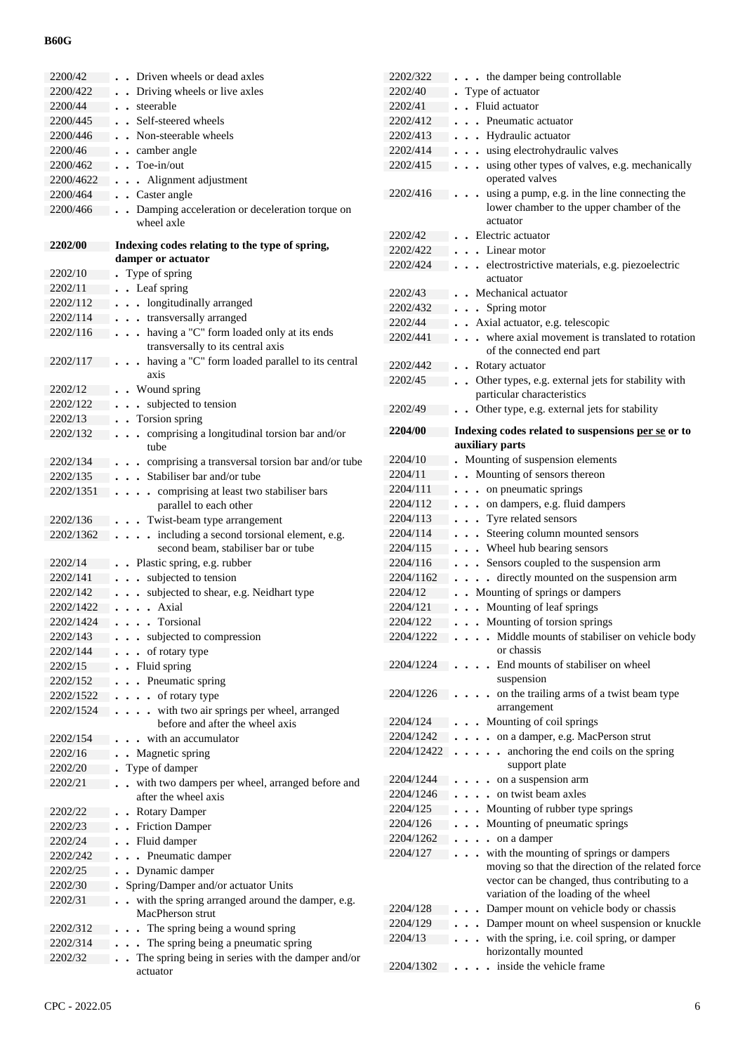| | |
|---|---|
| 2200/42 | . . Driven wheels or dead axles |
| 2200/422 | . . Driving wheels or live axles |
| 2200/44 | . . steerable |
| 2200/445 | . . Self-steered wheels |
| 2200/446 | . . Non-steerable wheels |
| 2200/46 | . . camber angle |
| 2200/462 | . . Toe-in/out |
| 2200/4622 | . . . Alignment adjustment |
| 2200/464 | . . Caster angle |
| 2200/466 | . . Damping acceleration or deceleration torque on wheel axle |
| **2202/00** | **Indexing codes relating to the type of spring, damper or actuator** |
| 2202/10 | . Type of spring |
| 2202/11 | . . Leaf spring |
| 2202/112 | . . . longitudinally arranged |
| 2202/114 | . . . transversally arranged |
| 2202/116 | . . . having a "C" form loaded only at its ends transversally to its central axis |
| 2202/117 | . . . having a "C" form loaded parallel to its central axis |
| 2202/12 | . . Wound spring |
| 2202/122 | . . . subjected to tension |
| 2202/13 | . . Torsion spring |
| 2202/132 | . . . comprising a longitudinal torsion bar and/or tube |
| 2202/134 | . . . comprising a transversal torsion bar and/or tube |
| 2202/135 | . . . Stabiliser bar and/or tube |
| 2202/1351 | . . . . comprising at least two stabiliser bars parallel to each other |
| 2202/136 | . . . Twist-beam type arrangement |
| 2202/1362 | . . . . including a second torsional element, e.g. second beam, stabiliser bar or tube |
| 2202/14 | . . Plastic spring, e.g. rubber |
| 2202/141 | . . . subjected to tension |
| 2202/142 | . . . subjected to shear, e.g. Neidhart type |
| 2202/1422 | . . . . Axial |
| 2202/1424 | . . . . Torsional |
| 2202/143 | . . . subjected to compression |
| 2202/144 | . . . of rotary type |
| 2202/15 | . . Fluid spring |
| 2202/152 | . . . Pneumatic spring |
| 2202/1522 | . . . . of rotary type |
| 2202/1524 | . . . . with two air springs per wheel, arranged before and after the wheel axis |
| 2202/154 | . . . with an accumulator |
| 2202/16 | . . Magnetic spring |
| 2202/20 | . Type of damper |
| 2202/21 | . . with two dampers per wheel, arranged before and after the wheel axis |
| 2202/22 | . . Rotary Damper |
| 2202/23 | . . Friction Damper |
| 2202/24 | . . Fluid damper |
| 2202/242 | . . . Pneumatic damper |
| 2202/25 | . . Dynamic damper |
| 2202/30 | . Spring/Damper and/or actuator Units |
| 2202/31 | . . with the spring arranged around the damper, e.g. MacPherson strut |
| 2202/312 | . . . The spring being a wound spring |
| 2202/314 | . . . The spring being a pneumatic spring |
| 2202/32 | . . The spring being in series with the damper and/or actuator |
| 2202/322 | . . . the damper being controllable |
| 2202/40 | . Type of actuator |
| 2202/41 | . . Fluid actuator |
| 2202/412 | . . . Pneumatic actuator |
| 2202/413 | . . . Hydraulic actuator |
| 2202/414 | . . . using electrohydraulic valves |
| 2202/415 | . . . using other types of valves, e.g. mechanically operated valves |
| 2202/416 | . . . using a pump, e.g. in the line connecting the lower chamber to the upper chamber of the actuator |
| 2202/42 | . . Electric actuator |
| 2202/422 | . . . Linear motor |
| 2202/424 | . . . electrostrictive materials, e.g. piezoelectric actuator |
| 2202/43 | . . Mechanical actuator |
| 2202/432 | . . . Spring motor |
| 2202/44 | . . Axial actuator, e.g. telescopic |
| 2202/441 | . . . where axial movement is translated to rotation of the connected end part |
| 2202/442 | . . Rotary actuator |
| 2202/45 | . . Other types, e.g. external jets for stability with particular characteristics |
| 2202/49 | . . Other type, e.g. external jets for stability |
| **2204/00** | **Indexing codes related to suspensions <u>per se</u> or to auxiliary parts** |
| 2204/10 | . Mounting of suspension elements |
| 2204/11 | . . Mounting of sensors thereon |
| 2204/111 | . . . on pneumatic springs |
| 2204/112 | . . . on dampers, e.g. fluid dampers |
| 2204/113 | . . . Tyre related sensors |
| 2204/114 | . . . Steering column mounted sensors |
| 2204/115 | . . . Wheel hub bearing sensors |
| 2204/116 | . . . Sensors coupled to the suspension arm |
| 2204/1162 | . . . . directly mounted on the suspension arm |
| 2204/12 | . . Mounting of springs or dampers |
| 2204/121 | . . . Mounting of leaf springs |
| 2204/122 | . . . Mounting of torsion springs |
| 2204/1222 | . . . . Middle mounts of stabiliser on vehicle body or chassis |
| 2204/1224 | . . . . End mounts of stabiliser on wheel suspension |
| 2204/1226 | . . . . on the trailing arms of a twist beam type arrangement |
| 2204/124 | . . . Mounting of coil springs |
| 2204/1242 | . . . . on a damper, e.g. MacPerson strut |
| 2204/12422 | . . . . . anchoring the end coils on the spring support plate |
| 2204/1244 | . . . . on a suspension arm |
| 2204/1246 | . . . . on twist beam axles |
| 2204/125 | . . . Mounting of rubber type springs |
| 2204/126 | . . . Mounting of pneumatic springs |
| 2204/1262 | . . . . on a damper |
| 2204/127 | . . . with the mounting of springs or dampers moving so that the direction of the related force vector can be changed, thus contributing to a variation of the loading of the wheel |
| 2204/128 | . . . Damper mount on vehicle body or chassis |
| 2204/129 | . . . Damper mount on wheel suspension or knuckle |
| 2204/13 | . . . with the spring, i.e. coil spring, or damper horizontally mounted |
| 2204/1302 | . . . . inside the vehicle frame |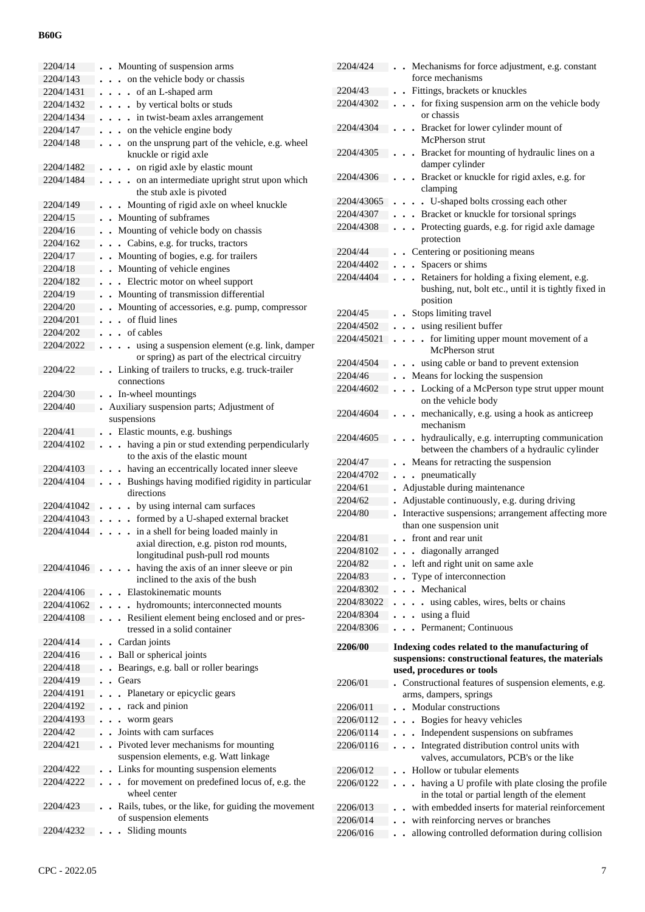| | |
|---|---|
| 2204/14 | . . Mounting of suspension arms |
| 2204/143 | . . . on the vehicle body or chassis |
| 2204/1431 | . . . . of an L-shaped arm |
| 2204/1432 | . . . . by vertical bolts or studs |
| 2204/1434 | . . . . in twist-beam axles arrangement |
| 2204/147 | . . . on the vehicle engine body |
| 2204/148 | . . . on the unsprung part of the vehicle, e.g. wheel knuckle or rigid axle |
| 2204/1482 | . . . . on rigid axle by elastic mount |
| 2204/1484 | . . . . on an intermediate upright strut upon which the stub axle is pivoted |
| 2204/149 | . . . Mounting of rigid axle on wheel knuckle |
| 2204/15 | . . Mounting of subframes |
| 2204/16 | . . Mounting of vehicle body on chassis |
| 2204/162 | . . . Cabins, e.g. for trucks, tractors |
| 2204/17 | . . Mounting of bogies, e.g. for trailers |
| 2204/18 | . . Mounting of vehicle engines |
| 2204/182 | . . . Electric motor on wheel support |
| 2204/19 | . . Mounting of transmission differential |
| 2204/20 | . . Mounting of accessories, e.g. pump, compressor |
| 2204/201 | . . . of fluid lines |
| 2204/202 | . . . of cables |
| 2204/2022 | . . . . using a suspension element (e.g. link, damper or spring) as part of the electrical circuitry |
| 2204/22 | . . Linking of trailers to trucks, e.g. truck-trailer connections |
| 2204/30 | . . In-wheel mountings |
| 2204/40 | . Auxiliary suspension parts; Adjustment of suspensions |
| 2204/41 | . . Elastic mounts, e.g. bushings |
| 2204/4102 | . . . having a pin or stud extending perpendicularly to the axis of the elastic mount |
| 2204/4103 | . . . having an eccentrically located inner sleeve |
| 2204/4104 | . . . Bushings having modified rigidity in particular directions |
| 2204/41042 | . . . . by using internal cam surfaces |
| 2204/41043 | . . . . formed by a U-shaped external bracket |
| 2204/41044 | . . . . in a shell for being loaded mainly in axial direction, e.g. piston rod mounts, longitudinal push-pull rod mounts |
| 2204/41046 | . . . . having the axis of an inner sleeve or pin inclined to the axis of the bush |
| 2204/4106 | . . . Elastokinematic mounts |
| 2204/41062 | . . . . hydromounts; interconnected mounts |
| 2204/4108 | . . . Resilient element being enclosed and or pres-tressed in a solid container |
| 2204/414 | . . Cardan joints |
| 2204/416 | . . Ball or spherical joints |
| 2204/418 | . . Bearings, e.g. ball or roller bearings |
| 2204/419 | . . Gears |
| 2204/4191 | . . . Planetary or epicyclic gears |
| 2204/4192 | . . . rack and pinion |
| 2204/4193 | . . . worm gears |
| 2204/42 | . . Joints with cam surfaces |
| 2204/421 | . . Pivoted lever mechanisms for mounting suspension elements, e.g. Watt linkage |
| 2204/422 | . . Links for mounting suspension elements |
| 2204/4222 | . . . for movement on predefined locus of, e.g. the wheel center |
| 2204/423 | . . Rails, tubes, or the like, for guiding the movement of suspension elements |
| 2204/4232 | . . . Sliding mounts |
| 2204/424 | . . Mechanisms for force adjustment, e.g. constant force mechanisms |
| 2204/43 | . . Fittings, brackets or knuckles |
| 2204/4302 | . . . for fixing suspension arm on the vehicle body or chassis |
| 2204/4304 | . . . Bracket for lower cylinder mount of McPherson strut |
| 2204/4305 | . . . Bracket for mounting of hydraulic lines on a damper cylinder |
| 2204/4306 | . . . Bracket or knuckle for rigid axles, e.g. for clamping |
| 2204/43065 | . . . . U-shaped bolts crossing each other |
| 2204/4307 | . . . Bracket or knuckle for torsional springs |
| 2204/4308 | . . . Protecting guards, e.g. for rigid axle damage protection |
| 2204/44 | . . Centering or positioning means |
| 2204/4402 | . . . Spacers or shims |
| 2204/4404 | . . . Retainers for holding a fixing element, e.g. bushing, nut, bolt etc., until it is tightly fixed in position |
| 2204/45 | . . Stops limiting travel |
| 2204/4502 | . . . using resilient buffer |
| 2204/45021 | . . . . for limiting upper mount movement of a McPherson strut |
| 2204/4504 | . . . using cable or band to prevent extension |
| 2204/46 | . . Means for locking the suspension |
| 2204/4602 | . . . Locking of a McPerson type strut upper mount on the vehicle body |
| 2204/4604 | . . . mechanically, e.g. using a hook as anticreep mechanism |
| 2204/4605 | . . . hydraulically, e.g. interrupting communication between the chambers of a hydraulic cylinder |
| 2204/47 | . . Means for retracting the suspension |
| 2204/4702 | . . . pneumatically |
| 2204/61 | . Adjustable during maintenance |
| 2204/62 | . Adjustable continuously, e.g. during driving |
| 2204/80 | . Interactive suspensions; arrangement affecting more than one suspension unit |
| 2204/81 | . . front and rear unit |
| 2204/8102 | . . . diagonally arranged |
| 2204/82 | . . left and right unit on same axle |
| 2204/83 | . . Type of interconnection |
| 2204/8302 | . . . Mechanical |
| 2204/83022 | . . . . using cables, wires, belts or chains |
| 2204/8304 | . . . using a fluid |
| 2204/8306 | . . . Permanent; Continuous |
| **2206/00** | **Indexing codes related to the manufacturing of suspensions: constructional features, the materials used, procedures or tools** |
| 2206/01 | . Constructional features of suspension elements, e.g. arms, dampers, springs |
| 2206/011 | . . Modular constructions |
| 2206/0112 | . . . Bogies for heavy vehicles |
| 2206/0114 | . . . Independent suspensions on subframes |
| 2206/0116 | . . . Integrated distribution control units with valves, accumulators, PCB's or the like |
| 2206/012 | . . Hollow or tubular elements |
| 2206/0122 | . . . having a U profile with plate closing the profile in the total or partial length of the element |
| 2206/013 | . . with embedded inserts for material reinforcement |
| 2206/014 | . . with reinforcing nerves or branches |
| 2206/016 | . . allowing controlled deformation during collision |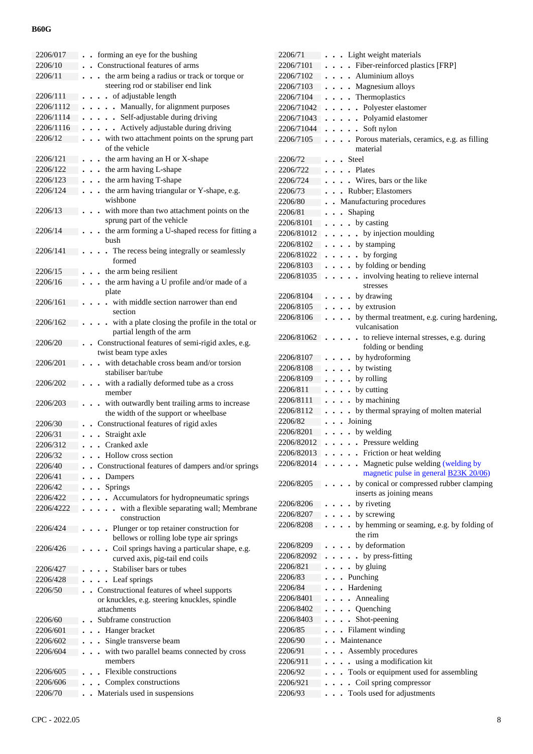| | |
|---|---|
| 2206/017 | . . forming an eye for the bushing |
| 2206/10 | . . Constructional features of arms |
| 2206/11 | . . . the arm being a radius or track or torque or steering rod or stabiliser end link |
| 2206/111 | . . . . of adjustable length |
| 2206/1112 | . . . . . Manually, for alignment purposes |
| 2206/1114 | . . . . . Self-adjustable during driving |
| 2206/1116 | . . . . . Actively adjustable during driving |
| 2206/12 | . . . with two attachment points on the sprung part of the vehicle |
| 2206/121 | . . . the arm having an H or X-shape |
| 2206/122 | . . . the arm having L-shape |
| 2206/123 | . . . the arm having T-shape |
| 2206/124 | . . . the arm having triangular or Y-shape, e.g. wishbone |
| 2206/13 | . . . with more than two attachment points on the sprung part of the vehicle |
| 2206/14 | . . . the arm forming a U-shaped recess for fitting a bush |
| 2206/141 | . . . . The recess being integrally or seamlessly formed |
| 2206/15 | . . . the arm being resilient |
| 2206/16 | . . . the arm having a U profile and/or made of a plate |
| 2206/161 | . . . . with middle section narrower than end section |
| 2206/162 | . . . . with a plate closing the profile in the total or partial length of the arm |
| 2206/20 | . . Constructional features of semi-rigid axles, e.g. twist beam type axles |
| 2206/201 | . . . with detachable cross beam and/or torsion stabiliser bar/tube |
| 2206/202 | . . . with a radially deformed tube as a cross member |
| 2206/203 | . . . with outwardly bent trailing arms to increase the width of the support or wheelbase |
| 2206/30 | . . Constructional features of rigid axles |
| 2206/31 | . . . Straight axle |
| 2206/312 | . . . Cranked axle |
| 2206/32 | . . . Hollow cross section |
| 2206/40 | . . Constructional features of dampers and/or springs |
| 2206/41 | . . . Dampers |
| 2206/42 | . . . Springs |
| 2206/422 | . . . . Accumulators for hydropneumatic springs |
| 2206/4222 | . . . . . with a flexible separating wall; Membrane construction |
| 2206/424 | . . . . Plunger or top retainer construction for bellows or rolling lobe type air springs |
| 2206/426 | . . . . Coil springs having a particular shape, e.g. curved axis, pig-tail end coils |
| 2206/427 | . . . . Stabiliser bars or tubes |
| 2206/428 | . . . . Leaf springs |
| 2206/50 | . . Constructional features of wheel supports or knuckles, e.g. steering knuckles, spindle attachments |
| 2206/60 | . . Subframe construction |
| 2206/601 | . . . Hanger bracket |
| 2206/602 | . . . Single transverse beam |
| 2206/604 | . . . with two parallel beams connected by cross members |
| 2206/605 | . . . Flexible constructions |
| 2206/606 | . . . Complex constructions |
| 2206/70 | . . Materials used in suspensions |
| 2206/71 | . . . Light weight materials |
| 2206/7101 | . . . . Fiber-reinforced plastics [FRP] |
| 2206/7102 | . . . . Aluminium alloys |
| 2206/7103 | . . . . Magnesium alloys |
| 2206/7104 | . . . . Thermoplastics |
| 2206/71042 | . . . . . Polyester elastomer |
| 2206/71043 | . . . . . Polyamid elastomer |
| 2206/71044 | . . . . . Soft nylon |
| 2206/7105 | . . . . Porous materials, ceramics, e.g. as filling material |
| 2206/72 | . . . Steel |
| 2206/722 | . . . . Plates |
| 2206/724 | . . . . Wires, bars or the like |
| 2206/73 | . . . Rubber; Elastomers |
| 2206/80 | . . Manufacturing procedures |
| 2206/81 | . . . Shaping |
| 2206/8101 | . . . . by casting |
| 2206/81012 | . . . . . by injection moulding |
| 2206/8102 | . . . . by stamping |
| 2206/81022 | . . . . . by forging |
| 2206/8103 | . . . . by folding or bending |
| 2206/81035 | . . . . . involving heating to relieve internal stresses |
| 2206/8104 | . . . . by drawing |
| 2206/8105 | . . . . by extrusion |
| 2206/8106 | . . . . by thermal treatment, e.g. curing hardening, vulcanisation |
| 2206/81062 | . . . . . to relieve internal stresses, e.g. during folding or bending |
| 2206/8107 | . . . . by hydroforming |
| 2206/8108 | . . . . by twisting |
| 2206/8109 | . . . . by rolling |
| 2206/811 | . . . . by cutting |
| 2206/8111 | . . . . by machining |
| 2206/8112 | . . . . by thermal spraying of molten material |
| 2206/82 | . . . Joining |
| 2206/8201 | . . . . by welding |
| 2206/82012 | . . . . . Pressure welding |
| 2206/82013 | . . . . . Friction or heat welding |
| 2206/82014 | . . . . . Magnetic pulse welding (welding by magnetic pulse in general B23K 20/06) |
| 2206/8205 | . . . . by conical or compressed rubber clamping inserts as joining means |
| 2206/8206 | . . . . by riveting |
| 2206/8207 | . . . . by screwing |
| 2206/8208 | . . . . by hemming or seaming, e.g. by folding of the rim |
| 2206/8209 | . . . . by deformation |
| 2206/82092 | . . . . . by press-fitting |
| 2206/821 | . . . . by gluing |
| 2206/83 | . . . Punching |
| 2206/84 | . . . Hardening |
| 2206/8401 | . . . . Annealing |
| 2206/8402 | . . . . Quenching |
| 2206/8403 | . . . . Shot-peening |
| 2206/85 | . . . Filament winding |
| 2206/90 | . . Maintenance |
| 2206/91 | . . . Assembly procedures |
| 2206/911 | . . . . using a modification kit |
| 2206/92 | . . . Tools or equipment used for assembling |
| 2206/921 | . . . . Coil spring compressor |
| 2206/93 | . . . Tools used for adjustments |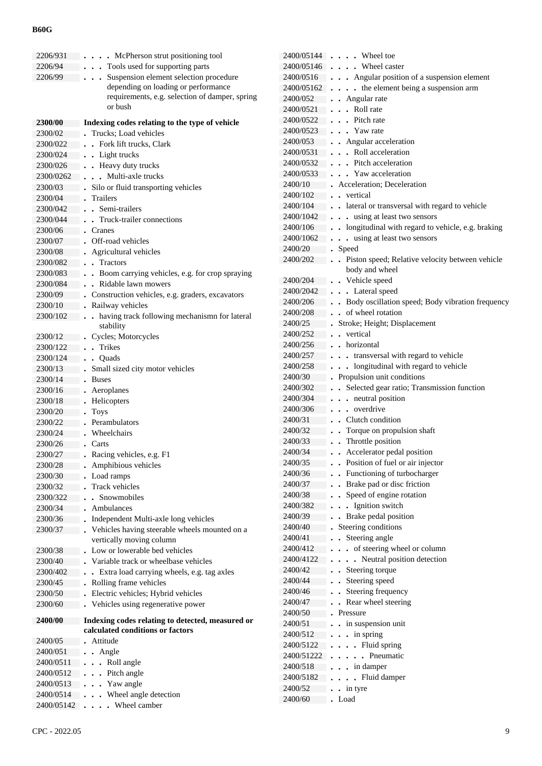| | |
|---|---|
| 2206/931 | . . . . McPherson strut positioning tool |
| 2206/94 | . . . Tools used for supporting parts |
| 2206/99 | . . . Suspension element selection procedure depending on loading or performance requirements, e.g. selection of damper, spring or bush |
| **2300/00** | **Indexing codes relating to the type of vehicle** |
| 2300/02 | . Trucks; Load vehicles |
| 2300/022 | . . Fork lift trucks, Clark |
| 2300/024 | . . Light trucks |
| 2300/026 | . . Heavy duty trucks |
| 2300/0262 | . . . Multi-axle trucks |
| 2300/03 | . Silo or fluid transporting vehicles |
| 2300/04 | . Trailers |
| 2300/042 | . . Semi-trailers |
| 2300/044 | . . Truck-trailer connections |
| 2300/06 | . Cranes |
| 2300/07 | . Off-road vehicles |
| 2300/08 | . Agricultural vehicles |
| 2300/082 | . . Tractors |
| 2300/083 | . . Boom carrying vehicles, e.g. for crop spraying |
| 2300/084 | . . Ridable lawn mowers |
| 2300/09 | . Construction vehicles, e.g. graders, excavators |
| 2300/10 | . Railway vehicles |
| 2300/102 | . . having track following mechanismn for lateral stability |
| 2300/12 | . Cycles; Motorcycles |
| 2300/122 | . . Trikes |
| 2300/124 | . . Quads |
| 2300/13 | . Small sized city motor vehicles |
| 2300/14 | . Buses |
| 2300/16 | . Aeroplanes |
| 2300/18 | . Helicopters |
| 2300/20 | . Toys |
| 2300/22 | . Perambulators |
| 2300/24 | . Wheelchairs |
| 2300/26 | . Carts |
| 2300/27 | . Racing vehicles, e.g. F1 |
| 2300/28 | . Amphibious vehicles |
| 2300/30 | . Load ramps |
| 2300/32 | . Track vehicles |
| 2300/322 | . . Snowmobiles |
| 2300/34 | . Ambulances |
| 2300/36 | . Independent Multi-axle long vehicles |
| 2300/37 | . Vehicles having steerable wheels mounted on a vertically moving column |
| 2300/38 | . Low or lowerable bed vehicles |
| 2300/40 | . Variable track or wheelbase vehicles |
| 2300/402 | . . Extra load carrying wheels, e.g. tag axles |
| 2300/45 | . Rolling frame vehicles |
| 2300/50 | . Electric vehicles; Hybrid vehicles |
| 2300/60 | . Vehicles using regenerative power |
| **2400/00** | **Indexing codes relating to detected, measured or calculated conditions or factors** |
| 2400/05 | . Attitude |
| 2400/051 | . . Angle |
| 2400/0511 | . . . Roll angle |
| 2400/0512 | . . . Pitch angle |
| 2400/0513 | . . . Yaw angle |
| 2400/0514 | . . . Wheel angle detection |
| 2400/05142 | . . . . Wheel camber |
| 2400/05144 | . . . . Wheel toe |
| 2400/05146 | . . . . Wheel caster |
| 2400/0516 | . . . Angular position of a suspension element |
| 2400/05162 | . . . . the element being a suspension arm |
| 2400/052 | . . Angular rate |
| 2400/0521 | . . . Roll rate |
| 2400/0522 | . . . Pitch rate |
| 2400/0523 | . . . Yaw rate |
| 2400/053 | . . Angular acceleration |
| 2400/0531 | . . . Roll acceleration |
| 2400/0532 | . . . Pitch acceleration |
| 2400/0533 | . . . Yaw acceleration |
| 2400/10 | . Acceleration; Deceleration |
| 2400/102 | . . vertical |
| 2400/104 | . . lateral or transversal with regard to vehicle |
| 2400/1042 | . . . using at least two sensors |
| 2400/106 | . . longitudinal with regard to vehicle, e.g. braking |
| 2400/1062 | . . . using at least two sensors |
| 2400/20 | . Speed |
| 2400/202 | . . Piston speed; Relative velocity between vehicle body and wheel |
| 2400/204 | . . Vehicle speed |
| 2400/2042 | . . . Lateral speed |
| 2400/206 | . . Body oscillation speed; Body vibration frequency |
| 2400/208 | . . of wheel rotation |
| 2400/25 | . Stroke; Height; Displacement |
| 2400/252 | . . vertical |
| 2400/256 | . . horizontal |
| 2400/257 | . . . transversal with regard to vehicle |
| 2400/258 | . . . longitudinal with regard to vehicle |
| 2400/30 | . Propulsion unit conditions |
| 2400/302 | . . Selected gear ratio; Transmission function |
| 2400/304 | . . . neutral position |
| 2400/306 | . . . overdrive |
| 2400/31 | . . Clutch condition |
| 2400/32 | . . Torque on propulsion shaft |
| 2400/33 | . . Throttle position |
| 2400/34 | . . Accelerator pedal position |
| 2400/35 | . . Position of fuel or air injector |
| 2400/36 | . . Functioning of turbocharger |
| 2400/37 | . . Brake pad or disc friction |
| 2400/38 | . . Speed of engine rotation |
| 2400/382 | . . . Ignition switch |
| 2400/39 | . . Brake pedal position |
| 2400/40 | . Steering conditions |
| 2400/41 | . . Steering angle |
| 2400/412 | . . . of steering wheel or column |
| 2400/4122 | . . . . Neutral position detection |
| 2400/42 | . . Steering torque |
| 2400/44 | . . Steering speed |
| 2400/46 | . . Steering frequency |
| 2400/47 | . . Rear wheel steering |
| 2400/50 | . Pressure |
| 2400/51 | . . in suspension unit |
| 2400/512 | . . . in spring |
| 2400/5122 | . . . . Fluid spring |
| 2400/51222 | . . . . . Pneumatic |
| 2400/518 | . . . in damper |
| 2400/5182 | . . . . Fluid damper |
| 2400/52 | . . in tyre |
| 2400/60 | . Load |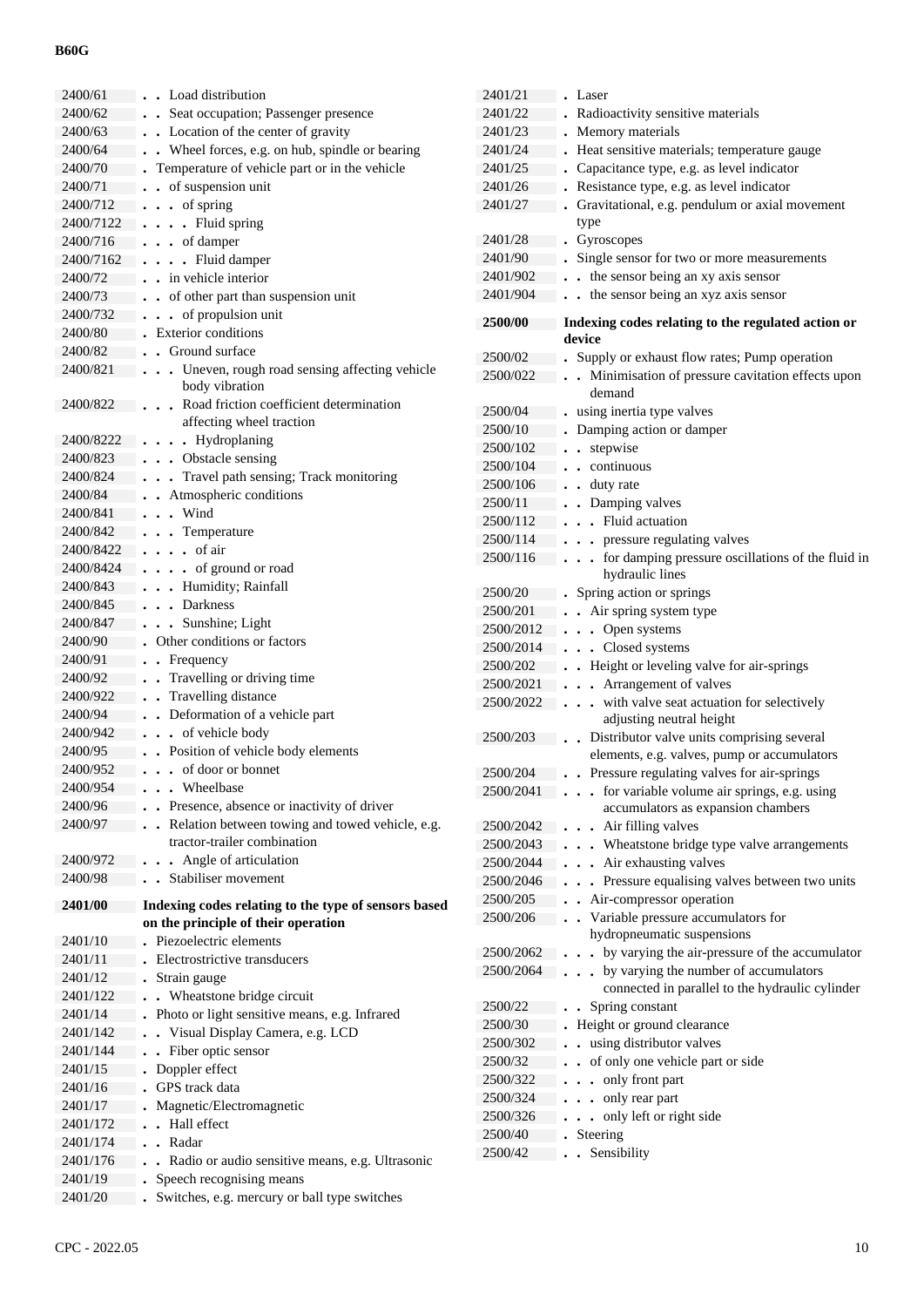| | |
|---|---|
| 2400/61 | . . Load distribution |
| 2400/62 | . . Seat occupation; Passenger presence |
| 2400/63 | . . Location of the center of gravity |
| 2400/64 | . . Wheel forces, e.g. on hub, spindle or bearing |
| 2400/70 | . Temperature of vehicle part or in the vehicle |
| 2400/71 | . . of suspension unit |
| 2400/712 | . . . of spring |
| 2400/7122 | . . . . Fluid spring |
| 2400/716 | . . . of damper |
| 2400/7162 | . . . . Fluid damper |
| 2400/72 | . . in vehicle interior |
| 2400/73 | . . of other part than suspension unit |
| 2400/732 | . . . of propulsion unit |
| 2400/80 | . Exterior conditions |
| 2400/82 | . . Ground surface |
| 2400/821 | . . . Uneven, rough road sensing affecting vehicle body vibration |
| 2400/822 | . . . Road friction coefficient determination affecting wheel traction |
| 2400/8222 | . . . . Hydroplaning |
| 2400/823 | . . . Obstacle sensing |
| 2400/824 | . . . Travel path sensing; Track monitoring |
| 2400/84 | . . Atmospheric conditions |
| 2400/841 | . . . Wind |
| 2400/842 | . . . Temperature |
| 2400/8422 | . . . . of air |
| 2400/8424 | . . . . of ground or road |
| 2400/843 | . . . Humidity; Rainfall |
| 2400/845 | . . . Darkness |
| 2400/847 | . . . Sunshine; Light |
| 2400/90 | . Other conditions or factors |
| 2400/91 | . . Frequency |
| 2400/92 | . . Travelling or driving time |
| 2400/922 | . . Travelling distance |
| 2400/94 | . . Deformation of a vehicle part |
| 2400/942 | . . . of vehicle body |
| 2400/95 | . . Position of vehicle body elements |
| 2400/952 | . . . of door or bonnet |
| 2400/954 | . . . Wheelbase |
| 2400/96 | . . Presence, absence or inactivity of driver |
| 2400/97 | . . Relation between towing and towed vehicle, e.g. tractor-trailer combination |
| 2400/972 | . . . Angle of articulation |
| 2400/98 | . . Stabiliser movement |
| **2401/00** | **Indexing codes relating to the type of sensors based on the principle of their operation** |
| 2401/10 | . Piezoelectric elements |
| 2401/11 | . Electrostrictive transducers |
| 2401/12 | . Strain gauge |
| 2401/122 | . . Wheatstone bridge circuit |
| 2401/14 | . Photo or light sensitive means, e.g. Infrared |
| 2401/142 | . . Visual Display Camera, e.g. LCD |
| 2401/144 | . . Fiber optic sensor |
| 2401/15 | . Doppler effect |
| 2401/16 | . GPS track data |
| 2401/17 | . Magnetic/Electromagnetic |
| 2401/172 | . . Hall effect |
| 2401/174 | . . Radar |
| 2401/176 | . . Radio or audio sensitive means, e.g. Ultrasonic |
| 2401/19 | . Speech recognising means |
| 2401/20 | . Switches, e.g. mercury or ball type switches |
| 2401/21 | . Laser |
| 2401/22 | . Radioactivity sensitive materials |
| 2401/23 | . Memory materials |
| 2401/24 | . Heat sensitive materials; temperature gauge |
| 2401/25 | . Capacitance type, e.g. as level indicator |
| 2401/26 | . Resistance type, e.g. as level indicator |
| 2401/27 | . Gravitational, e.g. pendulum or axial movement type |
| 2401/28 | . Gyroscopes |
| 2401/90 | . Single sensor for two or more measurements |
| 2401/902 | . . the sensor being an xy axis sensor |
| 2401/904 | . . the sensor being an xyz axis sensor |
| **2500/00** | **Indexing codes relating to the regulated action or device** |
| 2500/02 | . Supply or exhaust flow rates; Pump operation |
| 2500/022 | . . Minimisation of pressure cavitation effects upon demand |
| 2500/04 | . using inertia type valves |
| 2500/10 | . Damping action or damper |
| 2500/102 | . . stepwise |
| 2500/104 | . . continuous |
| 2500/106 | . . duty rate |
| 2500/11 | . . Damping valves |
| 2500/112 | . . . Fluid actuation |
| 2500/114 | . . . pressure regulating valves |
| 2500/116 | . . . for damping pressure oscillations of the fluid in hydraulic lines |
| 2500/20 | . Spring action or springs |
| 2500/201 | . . Air spring system type |
| 2500/2012 | . . . Open systems |
| 2500/2014 | . . . Closed systems |
| 2500/202 | . . Height or leveling valve for air-springs |
| 2500/2021 | . . . Arrangement of valves |
| 2500/2022 | . . . with valve seat actuation for selectively adjusting neutral height |
| 2500/203 | . . Distributor valve units comprising several elements, e.g. valves, pump or accumulators |
| 2500/204 | . . Pressure regulating valves for air-springs |
| 2500/2041 | . . . for variable volume air springs, e.g. using accumulators as expansion chambers |
| 2500/2042 | . . . Air filling valves |
| 2500/2043 | . . . Wheatstone bridge type valve arrangements |
| 2500/2044 | . . . Air exhausting valves |
| 2500/2046 | . . . Pressure equalising valves between two units |
| 2500/205 | . . Air-compressor operation |
| 2500/206 | . . Variable pressure accumulators for hydropneumatic suspensions |
| 2500/2062 | . . . by varying the air-pressure of the accumulator |
| 2500/2064 | . . . by varying the number of accumulators connected in parallel to the hydraulic cylinder |
| 2500/22 | . . Spring constant |
| 2500/30 | . Height or ground clearance |
| 2500/302 | . . using distributor valves |
| 2500/32 | . . of only one vehicle part or side |
| 2500/322 | . . . only front part |
| 2500/324 | . . . only rear part |
| 2500/326 | . . . only left or right side |
| 2500/40 | . Steering |
| 2500/42 | . . Sensibility |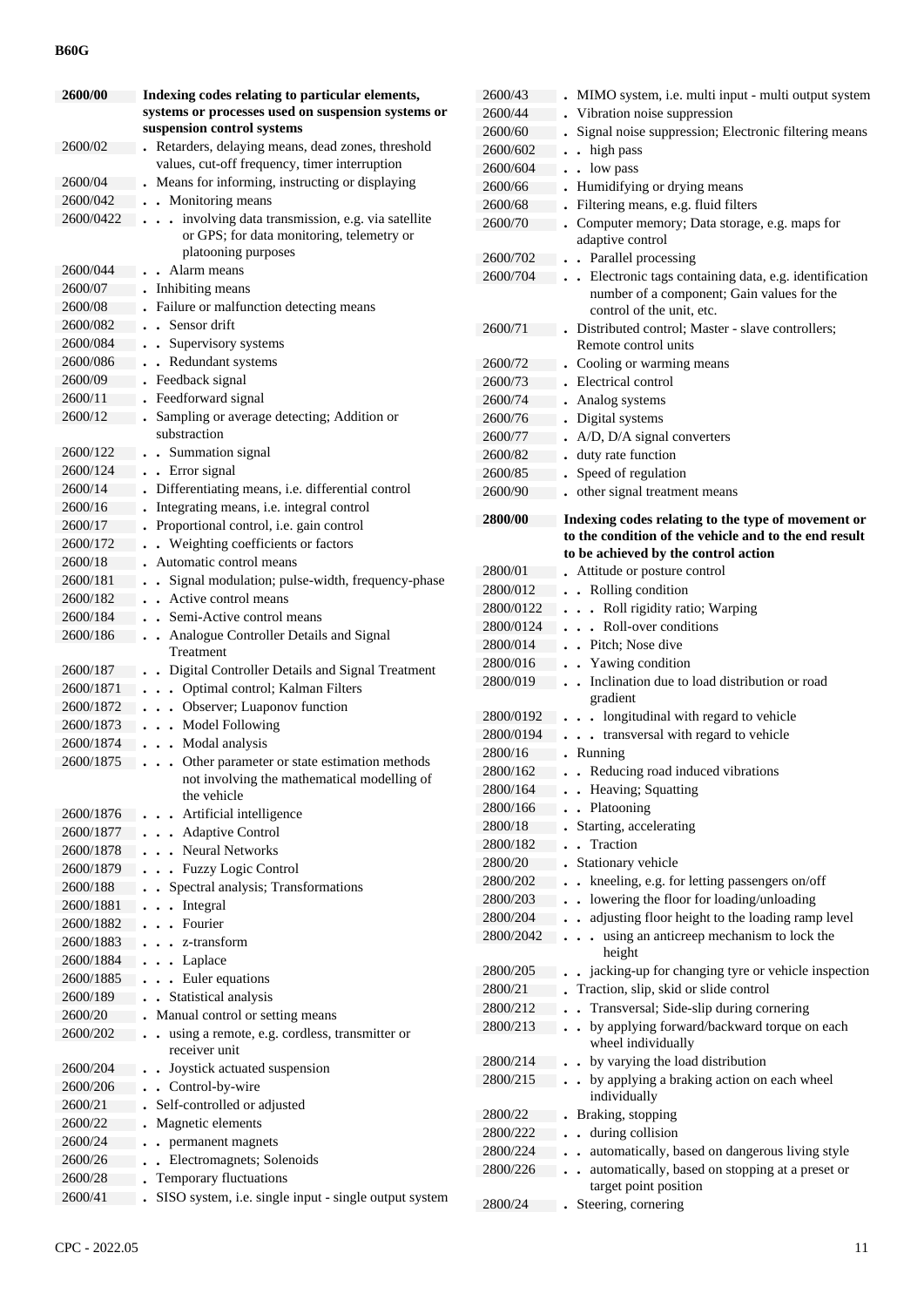**B60G**

| | |
|---|---|
| **2600/00** | **Indexing codes relating to particular elements, systems or processes used on suspension systems or suspension control systems** |
| 2600/02 | . Retarders, delaying means, dead zones, threshold values, cut-off frequency, timer interruption |
| 2600/04 | . Means for informing, instructing or displaying |
| 2600/042 | . . Monitoring means |
| 2600/0422 | . . . involving data transmission, e.g. via satellite or GPS; for data monitoring, telemetry or platooning purposes |
| 2600/044 | . . Alarm means |
| 2600/07 | . Inhibiting means |
| 2600/08 | . Failure or malfunction detecting means |
| 2600/082 | . . Sensor drift |
| 2600/084 | . . Supervisory systems |
| 2600/086 | . . Redundant systems |
| 2600/09 | . Feedback signal |
| 2600/11 | . Feedforward signal |
| 2600/12 | . Sampling or average detecting; Addition or substraction |
| 2600/122 | . . Summation signal |
| 2600/124 | . . Error signal |
| 2600/14 | . Differentiating means, i.e. differential control |
| 2600/16 | . Integrating means, i.e. integral control |
| 2600/17 | . Proportional control, i.e. gain control |
| 2600/172 | . . Weighting coefficients or factors |
| 2600/18 | . Automatic control means |
| 2600/181 | . . Signal modulation; pulse-width, frequency-phase |
| 2600/182 | . . Active control means |
| 2600/184 | . . Semi-Active control means |
| 2600/186 | . . Analogue Controller Details and Signal Treatment |
| 2600/187 | . . Digital Controller Details and Signal Treatment |
| 2600/1871 | . . . Optimal control; Kalman Filters |
| 2600/1872 | . . . Observer; Luaponov function |
| 2600/1873 | . . . Model Following |
| 2600/1874 | . . . Modal analysis |
| 2600/1875 | . . . Other parameter or state estimation methods not involving the mathematical modelling of the vehicle |
| 2600/1876 | . . . Artificial intelligence |
| 2600/1877 | . . . Adaptive Control |
| 2600/1878 | . . . Neural Networks |
| 2600/1879 | . . . Fuzzy Logic Control |
| 2600/188 | . . Spectral analysis; Transformations |
| 2600/1881 | . . . Integral |
| 2600/1882 | . . . Fourier |
| 2600/1883 | . . . z-transform |
| 2600/1884 | . . . Laplace |
| 2600/1885 | . . . Euler equations |
| 2600/189 | . . Statistical analysis |
| 2600/20 | . Manual control or setting means |
| 2600/202 | . . using a remote, e.g. cordless, transmitter or receiver unit |
| 2600/204 | . . Joystick actuated suspension |
| 2600/206 | . . Control-by-wire |
| 2600/21 | . Self-controlled or adjusted |
| 2600/22 | . Magnetic elements |
| 2600/24 | . . permanent magnets |
| 2600/26 | . . Electromagnets; Solenoids |
| 2600/28 | . Temporary fluctuations |
| 2600/41 | . SISO system, i.e. single input - single output system |
| 2600/43 | . MIMO system, i.e. multi input - multi output system |
| 2600/44 | . Vibration noise suppression |
| 2600/60 | . Signal noise suppression; Electronic filtering means |
| 2600/602 | . . high pass |
| 2600/604 | . . low pass |
| 2600/66 | . Humidifying or drying means |
| 2600/68 | . Filtering means, e.g. fluid filters |
| 2600/70 | . Computer memory; Data storage, e.g. maps for adaptive control |
| 2600/702 | . . Parallel processing |
| 2600/704 | . . Electronic tags containing data, e.g. identification number of a component; Gain values for the control of the unit, etc. |
| 2600/71 | . Distributed control; Master - slave controllers; Remote control units |
| 2600/72 | . Cooling or warming means |
| 2600/73 | . Electrical control |
| 2600/74 | . Analog systems |
| 2600/76 | . Digital systems |
| 2600/77 | . A/D, D/A signal converters |
| 2600/82 | . duty rate function |
| 2600/85 | . Speed of regulation |
| 2600/90 | . other signal treatment means |
| **2800/00** | **Indexing codes relating to the type of movement or to the condition of the vehicle and to the end result to be achieved by the control action** |
| 2800/01 | . Attitude or posture control |
| 2800/012 | . . Rolling condition |
| 2800/0122 | . . . Roll rigidity ratio; Warping |
| 2800/0124 | . . . Roll-over conditions |
| 2800/014 | . . Pitch; Nose dive |
| 2800/016 | . . Yawing condition |
| 2800/019 | . . Inclination due to load distribution or road gradient |
| 2800/0192 | . . . longitudinal with regard to vehicle |
| 2800/0194 | . . . transversal with regard to vehicle |
| 2800/16 | . Running |
| 2800/162 | . . Reducing road induced vibrations |
| 2800/164 | . . Heaving; Squatting |
| 2800/166 | . . Platooning |
| 2800/18 | . Starting, accelerating |
| 2800/182 | . . Traction |
| 2800/20 | . Stationary vehicle |
| 2800/202 | . . kneeling, e.g. for letting passengers on/off |
| 2800/203 | . . lowering the floor for loading/unloading |
| 2800/204 | . . adjusting floor height to the loading ramp level |
| 2800/2042 | . . . using an anticreep mechanism to lock the height |
| 2800/205 | . . jacking-up for changing tyre or vehicle inspection |
| 2800/21 | . Traction, slip, skid or slide control |
| 2800/212 | . . Transversal; Side-slip during cornering |
| 2800/213 | . . by applying forward/backward torque on each wheel individually |
| 2800/214 | . . by varying the load distribution |
| 2800/215 | . . by applying a braking action on each wheel individually |
| 2800/22 | . Braking, stopping |
| 2800/222 | . . during collision |
| 2800/224 | . . automatically, based on dangerous living style |
| 2800/226 | . . automatically, based on stopping at a preset or target point position |
| 2800/24 | . Steering, cornering |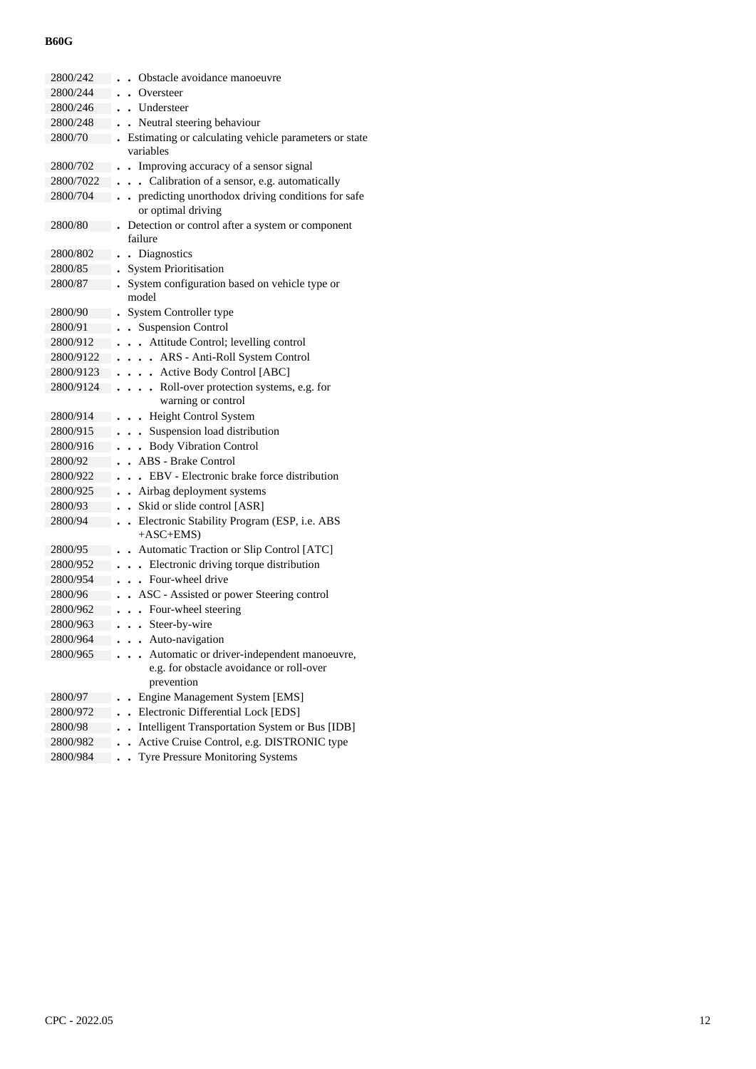**B60G**

| | |
|---|---|
| 2800/242 | . . Obstacle avoidance manoeuvre |
| 2800/244 | . . Oversteer |
| 2800/246 | . . Understeer |
| 2800/248 | . . Neutral steering behaviour |
| 2800/70 | . Estimating or calculating vehicle parameters or state variables |
| 2800/702 | . . Improving accuracy of a sensor signal |
| 2800/7022 | . . . Calibration of a sensor, e.g. automatically |
| 2800/704 | . . predicting unorthodox driving conditions for safe or optimal driving |
| 2800/80 | . Detection or control after a system or component failure |
| 2800/802 | . . Diagnostics |
| 2800/85 | . System Prioritisation |
| 2800/87 | . System configuration based on vehicle type or model |
| 2800/90 | . System Controller type |
| 2800/91 | . . Suspension Control |
| 2800/912 | . . . Attitude Control; levelling control |
| 2800/9122 | . . . . ARS - Anti-Roll System Control |
| 2800/9123 | . . . . Active Body Control [ABC] |
| 2800/9124 | . . . . Roll-over protection systems, e.g. for warning or control |
| 2800/914 | . . . Height Control System |
| 2800/915 | . . . Suspension load distribution |
| 2800/916 | . . . Body Vibration Control |
| 2800/92 | . . ABS - Brake Control |
| 2800/922 | . . . EBV - Electronic brake force distribution |
| 2800/925 | . . Airbag deployment systems |
| 2800/93 | . . Skid or slide control [ASR] |
| 2800/94 | . . Electronic Stability Program (ESP, i.e. ABS +ASC+EMS) |
| 2800/95 | . . Automatic Traction or Slip Control [ATC] |
| 2800/952 | . . . Electronic driving torque distribution |
| 2800/954 | . . . Four-wheel drive |
| 2800/96 | . . ASC - Assisted or power Steering control |
| 2800/962 | . . . Four-wheel steering |
| 2800/963 | . . . Steer-by-wire |
| 2800/964 | . . . Auto-navigation |
| 2800/965 | . . . Automatic or driver-independent manoeuvre, e.g. for obstacle avoidance or roll-over prevention |
| 2800/97 | . . Engine Management System [EMS] |
| 2800/972 | . . Electronic Differential Lock [EDS] |
| 2800/98 | . . Intelligent Transportation System or Bus [IDB] |
| 2800/982 | . . Active Cruise Control, e.g. DISTRONIC type |
| 2800/984 | . . Tyre Pressure Monitoring Systems |